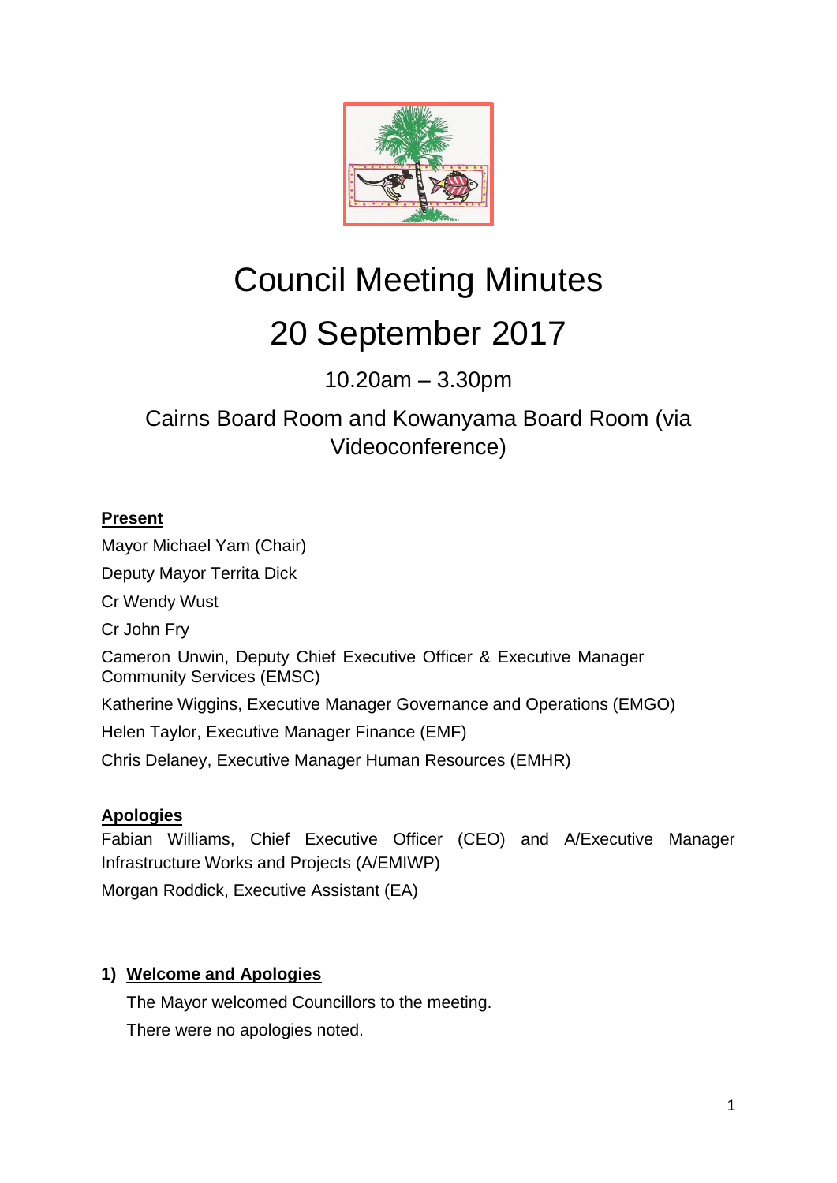# Council Meeting Minutes

# 20 September 2017

10.20am – 3.30pm

Cairns Board Room and Kowanyama Board Room (via Videoconference)

**Present**

Mayor Michael Yam (Chair)

Deputy Mayor Territa Dick

Cr Wendy Wust

Cr John Fry

Cameron Unwin, Deputy Chief Executive Officer & Executive Manager Community Services (EMSC)

Katherine Wiggins, Executive Manager Governance and Operations (EMGO)

Helen Taylor, Executive Manager Finance (EMF)

Chris Delaney, Executive Manager Human Resources (EMHR)

**Apologies**

Fabian Williams, Chief Executive Officer (CEO) and A/Executive Manager Infrastructure Works and Projects (A/EMIWP)

Morgan Roddick, Executive Assistant (EA)

## 1) Welcome and Apologies

The Mayor welcomed Councillors to the meeting.

There were no apologies noted.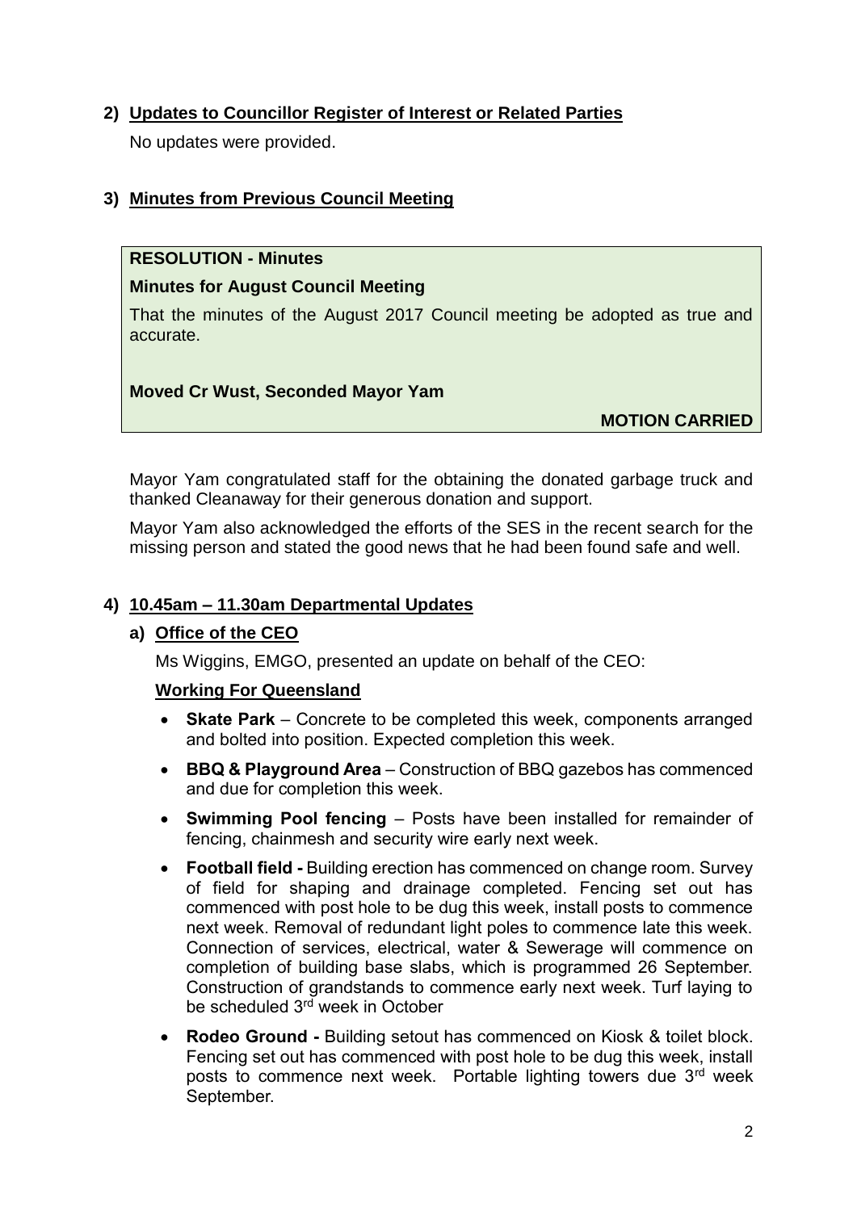## 2) Updates to Councillor Register of Interest or Related Parties

No updates were provided.

## 3) Minutes from Previous Council Meeting

**RESOLUTION - Minutes**

**Minutes for August Council Meeting**

That the minutes of the August 2017 Council meeting be adopted as true and accurate.

**Moved Cr Wust, Seconded Mayor Yam**

**MOTION CARRIED**

Mayor Yam congratulated staff for the obtaining the donated garbage truck and thanked Cleanaway for their generous donation and support.

Mayor Yam also acknowledged the efforts of the SES in the recent search for the missing person and stated the good news that he had been found safe and well.

## 4) 10.45am – 11.30am Departmental Updates

### a) Office of the CEO

Ms Wiggins, EMGO, presented an update on behalf of the CEO:

#### Working For Queensland

- **Skate Park** – Concrete to be completed this week, components arranged and bolted into position. Expected completion this week.
- **BBQ & Playground Area** – Construction of BBQ gazebos has commenced and due for completion this week.
- **Swimming Pool fencing** – Posts have been installed for remainder of fencing, chainmesh and security wire early next week.
- **Football field -** Building erection has commenced on change room. Survey of field for shaping and drainage completed. Fencing set out has commenced with post hole to be dug this week, install posts to commence next week. Removal of redundant light poles to commence late this week. Connection of services, electrical, water & Sewerage will commence on completion of building base slabs, which is programmed 26 September. Construction of grandstands to commence early next week. Turf laying to be scheduled 3rd week in October
- **Rodeo Ground -** Building setout has commenced on Kiosk & toilet block. Fencing set out has commenced with post hole to be dug this week, install posts to commence next week. Portable lighting towers due 3rd week September.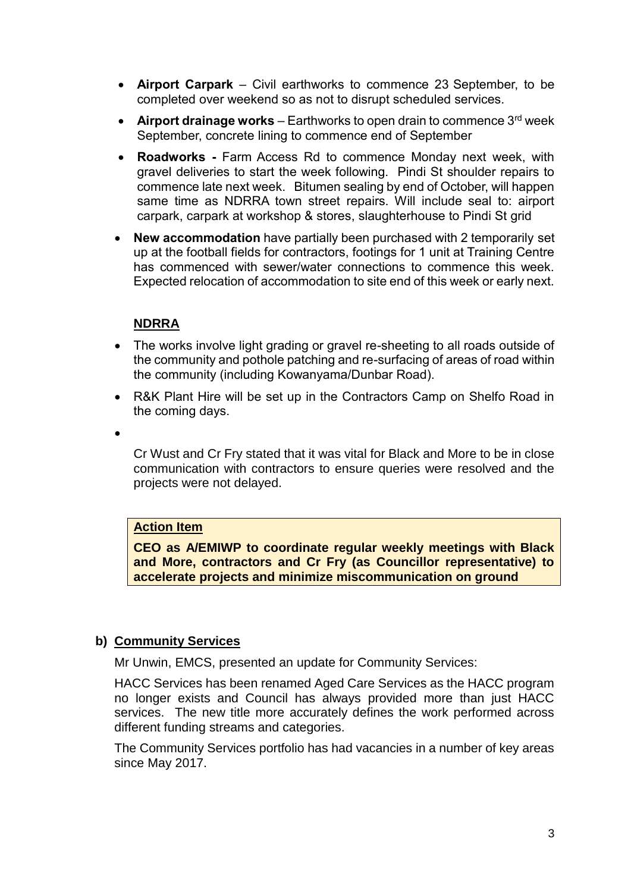- **Airport Carpark** – Civil earthworks to commence 23 September, to be completed over weekend so as not to disrupt scheduled services.
- **Airport drainage works** – Earthworks to open drain to commence 3rd week September, concrete lining to commence end of September
- **Roadworks -** Farm Access Rd to commence Monday next week, with gravel deliveries to start the week following. Pindi St shoulder repairs to commence late next week. Bitumen sealing by end of October, will happen same time as NDRRA town street repairs. Will include seal to: airport carpark, carpark at workshop & stores, slaughterhouse to Pindi St grid
- **New accommodation** have partially been purchased with 2 temporarily set up at the football fields for contractors, footings for 1 unit at Training Centre has commenced with sewer/water connections to commence this week. Expected relocation of accommodation to site end of this week or early next.

**NDRRA**

- The works involve light grading or gravel re-sheeting to all roads outside of the community and pothole patching and re-surfacing of areas of road within the community (including Kowanyama/Dunbar Road).
- R&K Plant Hire will be set up in the Contractors Camp on Shelfo Road in the coming days.
- 

Cr Wust and Cr Fry stated that it was vital for Black and More to be in close communication with contractors to ensure queries were resolved and the projects were not delayed.

**Action Item**

**CEO as A/EMIWP to coordinate regular weekly meetings with Black and More, contractors and Cr Fry (as Councillor representative) to accelerate projects and minimize miscommunication on ground**

**b) Community Services**

Mr Unwin, EMCS, presented an update for Community Services:

HACC Services has been renamed Aged Care Services as the HACC program no longer exists and Council has always provided more than just HACC services. The new title more accurately defines the work performed across different funding streams and categories.

The Community Services portfolio has had vacancies in a number of key areas since May 2017.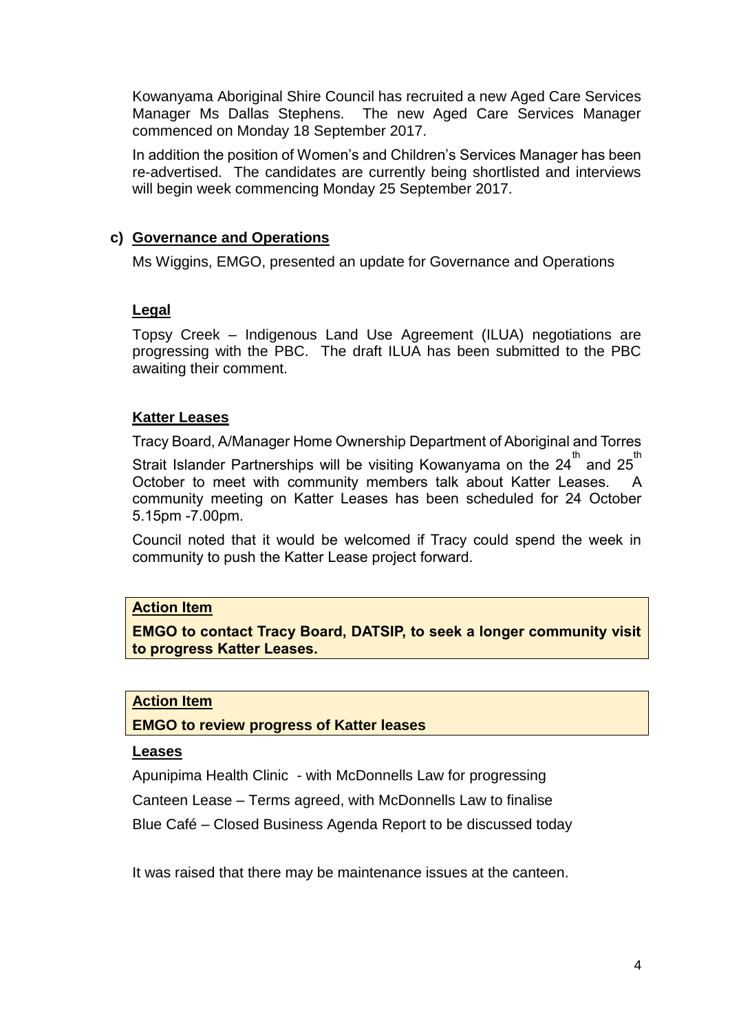Kowanyama Aboriginal Shire Council has recruited a new Aged Care Services Manager Ms Dallas Stephens. The new Aged Care Services Manager commenced on Monday 18 September 2017.

In addition the position of Women's and Children's Services Manager has been re-advertised. The candidates are currently being shortlisted and interviews will begin week commencing Monday 25 September 2017.

## c) Governance and Operations

Ms Wiggins, EMGO, presented an update for Governance and Operations

### Legal

Topsy Creek – Indigenous Land Use Agreement (ILUA) negotiations are progressing with the PBC. The draft ILUA has been submitted to the PBC awaiting their comment.

### Katter Leases

Tracy Board, A/Manager Home Ownership Department of Aboriginal and Torres Strait Islander Partnerships will be visiting Kowanyama on the 24th and 25th October to meet with community members talk about Katter Leases. A community meeting on Katter Leases has been scheduled for 24 October 5.15pm -7.00pm.

Council noted that it would be welcomed if Tracy could spend the week in community to push the Katter Lease project forward.

> **Action Item**
>
> **EMGO to contact Tracy Board, DATSIP, to seek a longer community visit to progress Katter Leases.**

> **Action Item**
>
> **EMGO to review progress of Katter leases**

### Leases

Apunipima Health Clinic - with McDonnells Law for progressing

Canteen Lease – Terms agreed, with McDonnells Law to finalise

Blue Café – Closed Business Agenda Report to be discussed today

It was raised that there may be maintenance issues at the canteen.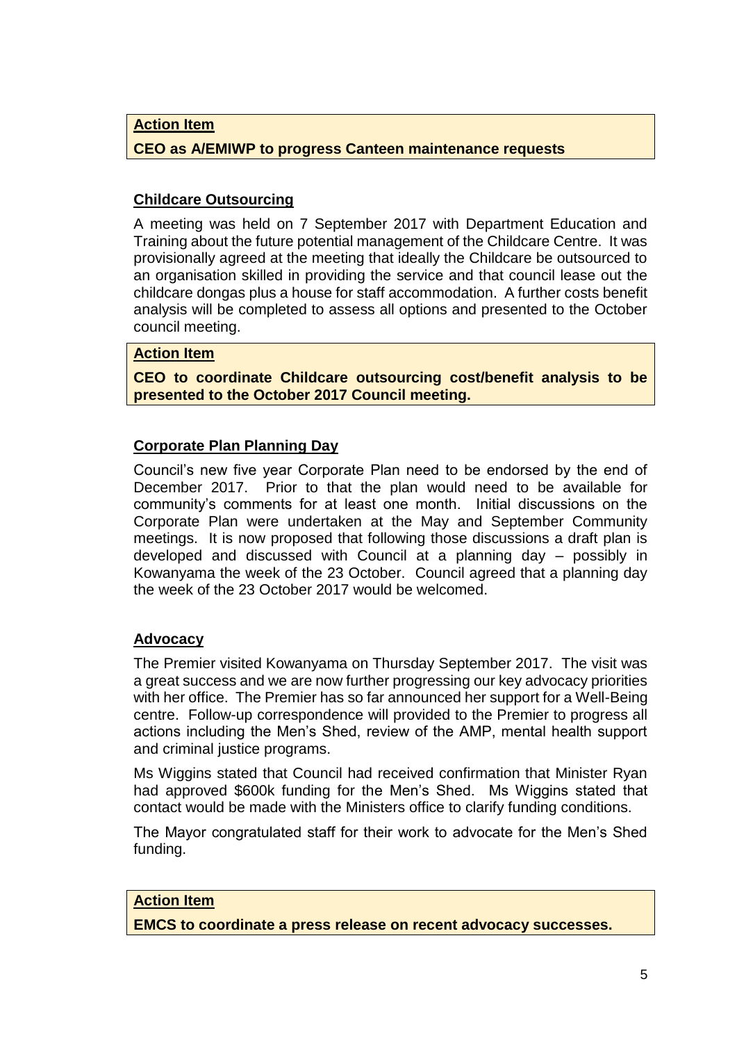**Action Item**

**CEO as A/EMIWP to progress Canteen maintenance requests**

## Childcare Outsourcing

A meeting was held on 7 September 2017 with Department Education and Training about the future potential management of the Childcare Centre. It was provisionally agreed at the meeting that ideally the Childcare be outsourced to an organisation skilled in providing the service and that council lease out the childcare dongas plus a house for staff accommodation. A further costs benefit analysis will be completed to assess all options and presented to the October council meeting.

**Action Item**

**CEO to coordinate Childcare outsourcing cost/benefit analysis to be presented to the October 2017 Council meeting.**

## Corporate Plan Planning Day

Council's new five year Corporate Plan need to be endorsed by the end of December 2017. Prior to that the plan would need to be available for community's comments for at least one month. Initial discussions on the Corporate Plan were undertaken at the May and September Community meetings. It is now proposed that following those discussions a draft plan is developed and discussed with Council at a planning day – possibly in Kowanyama the week of the 23 October. Council agreed that a planning day the week of the 23 October 2017 would be welcomed.

## Advocacy

The Premier visited Kowanyama on Thursday September 2017. The visit was a great success and we are now further progressing our key advocacy priorities with her office. The Premier has so far announced her support for a Well-Being centre. Follow-up correspondence will provided to the Premier to progress all actions including the Men's Shed, review of the AMP, mental health support and criminal justice programs.

Ms Wiggins stated that Council had received confirmation that Minister Ryan had approved $600k funding for the Men's Shed. Ms Wiggins stated that contact would be made with the Ministers office to clarify funding conditions.

The Mayor congratulated staff for their work to advocate for the Men's Shed funding.

**Action Item**

**EMCS to coordinate a press release on recent advocacy successes.**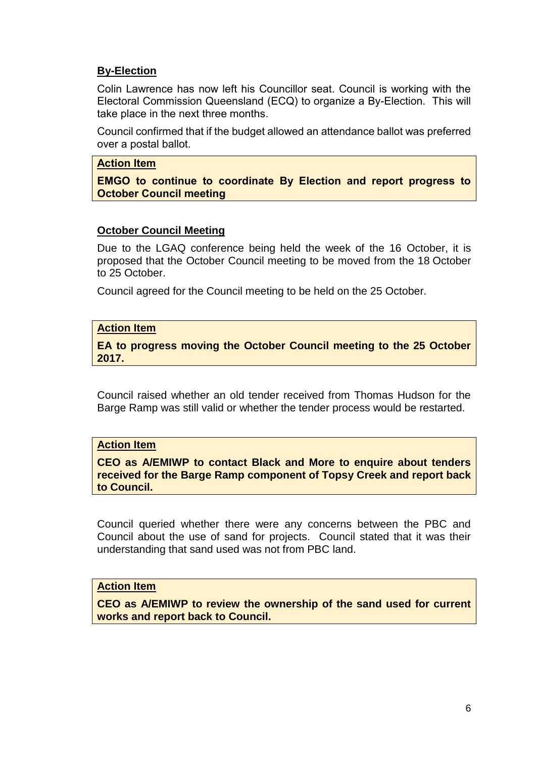**By-Election**

Colin Lawrence has now left his Councillor seat. Council is working with the Electoral Commission Queensland (ECQ) to organize a By-Election. This will take place in the next three months.

Council confirmed that if the budget allowed an attendance ballot was preferred over a postal ballot.

> **Action Item**
>
> **EMGO to continue to coordinate By Election and report progress to October Council meeting**

**October Council Meeting**

Due to the LGAQ conference being held the week of the 16 October, it is proposed that the October Council meeting to be moved from the 18 October to 25 October.

Council agreed for the Council meeting to be held on the 25 October.

> **Action Item**
>
> **EA to progress moving the October Council meeting to the 25 October 2017.**

Council raised whether an old tender received from Thomas Hudson for the Barge Ramp was still valid or whether the tender process would be restarted.

> **Action Item**
>
> **CEO as A/EMIWP to contact Black and More to enquire about tenders received for the Barge Ramp component of Topsy Creek and report back to Council.**

Council queried whether there were any concerns between the PBC and Council about the use of sand for projects. Council stated that it was their understanding that sand used was not from PBC land.

> **Action Item**
>
> **CEO as A/EMIWP to review the ownership of the sand used for current works and report back to Council.**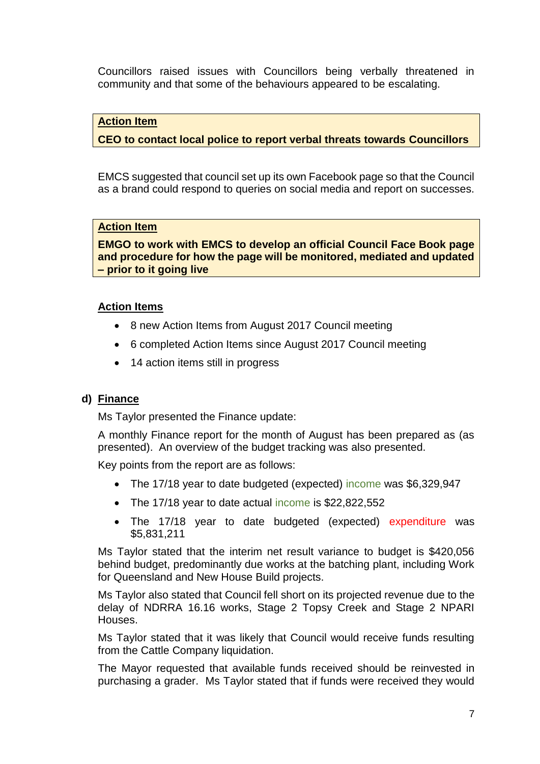Councillors raised issues with Councillors being verbally threatened in community and that some of the behaviours appeared to be escalating.

> **Action Item**
>
> **CEO to contact local police to report verbal threats towards Councillors**

EMCS suggested that council set up its own Facebook page so that the Council as a brand could respond to queries on social media and report on successes.

> **Action Item**
>
> **EMGO to work with EMCS to develop an official Council Face Book page and procedure for how the page will be monitored, mediated and updated – prior to it going live**

**Action Items**

- 8 new Action Items from August 2017 Council meeting
- 6 completed Action Items since August 2017 Council meeting
- 14 action items still in progress

**d) Finance**

Ms Taylor presented the Finance update:

A monthly Finance report for the month of August has been prepared as (as presented). An overview of the budget tracking was also presented.

Key points from the report are as follows:

- The 17/18 year to date budgeted (expected) income was $6,329,947
- The 17/18 year to date actual income is $22,822,552
- The 17/18 year to date budgeted (expected) expenditure was $5,831,211

Ms Taylor stated that the interim net result variance to budget is $420,056 behind budget, predominantly due works at the batching plant, including Work for Queensland and New House Build projects.

Ms Taylor also stated that Council fell short on its projected revenue due to the delay of NDRRA 16.16 works, Stage 2 Topsy Creek and Stage 2 NPARI Houses.

Ms Taylor stated that it was likely that Council would receive funds resulting from the Cattle Company liquidation.

The Mayor requested that available funds received should be reinvested in purchasing a grader. Ms Taylor stated that if funds were received they would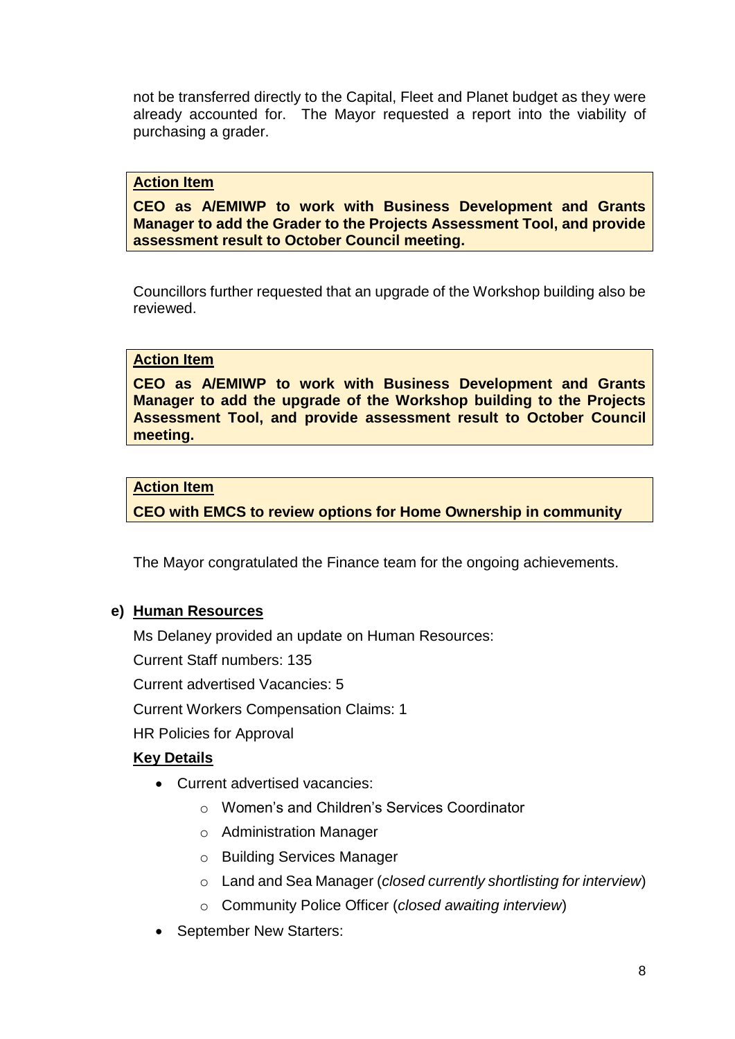not be transferred directly to the Capital, Fleet and Planet budget as they were already accounted for. The Mayor requested a report into the viability of purchasing a grader.

> **Action Item**
>
> **CEO as A/EMIWP to work with Business Development and Grants Manager to add the Grader to the Projects Assessment Tool, and provide assessment result to October Council meeting.**

Councillors further requested that an upgrade of the Workshop building also be reviewed.

> **Action Item**
>
> **CEO as A/EMIWP to work with Business Development and Grants Manager to add the upgrade of the Workshop building to the Projects Assessment Tool, and provide assessment result to October Council meeting.**

> **Action Item**
>
> **CEO with EMCS to review options for Home Ownership in community**

The Mayor congratulated the Finance team for the ongoing achievements.

**e) Human Resources**

Ms Delaney provided an update on Human Resources:

Current Staff numbers: 135

Current advertised Vacancies: 5

Current Workers Compensation Claims: 1

HR Policies for Approval

**Key Details**

- Current advertised vacancies:
  - Women's and Children's Services Coordinator
  - Administration Manager
  - Building Services Manager
  - Land and Sea Manager (*closed currently shortlisting for interview*)
  - Community Police Officer (*closed awaiting interview*)
- September New Starters: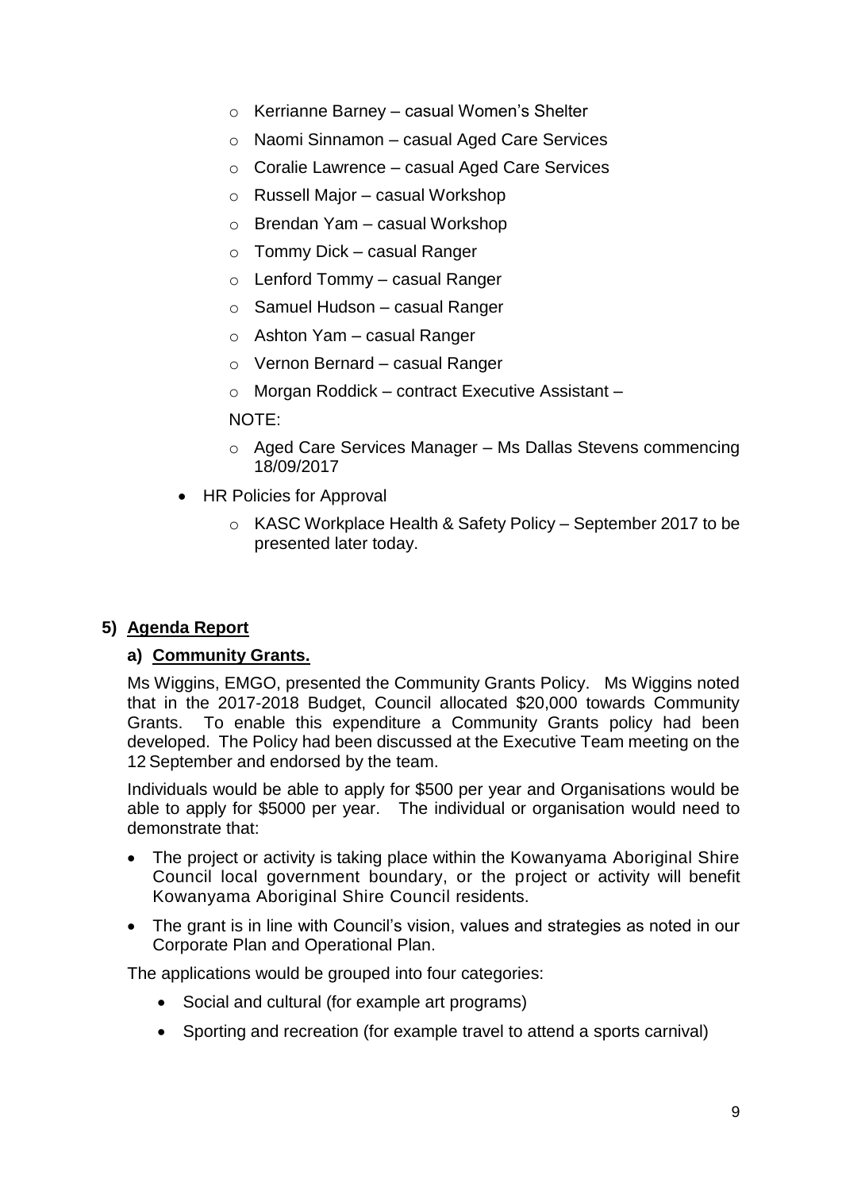- Kerrianne Barney – casual Women's Shelter
- Naomi Sinnamon – casual Aged Care Services
- Coralie Lawrence – casual Aged Care Services
- Russell Major – casual Workshop
- Brendan Yam – casual Workshop
- Tommy Dick – casual Ranger
- Lenford Tommy – casual Ranger
- Samuel Hudson – casual Ranger
- Ashton Yam – casual Ranger
- Vernon Bernard – casual Ranger
- Morgan Roddick – contract Executive Assistant –

NOTE:

- Aged Care Services Manager – Ms Dallas Stevens commencing 18/09/2017

- HR Policies for Approval
  - KASC Workplace Health & Safety Policy – September 2017 to be presented later today.

## 5) Agenda Report

### a) Community Grants.

Ms Wiggins, EMGO, presented the Community Grants Policy. Ms Wiggins noted that in the 2017-2018 Budget, Council allocated $20,000 towards Community Grants. To enable this expenditure a Community Grants policy had been developed. The Policy had been discussed at the Executive Team meeting on the 12 September and endorsed by the team.

Individuals would be able to apply for $500 per year and Organisations would be able to apply for $5000 per year. The individual or organisation would need to demonstrate that:

- The project or activity is taking place within the Kowanyama Aboriginal Shire Council local government boundary, or the project or activity will benefit Kowanyama Aboriginal Shire Council residents.
- The grant is in line with Council's vision, values and strategies as noted in our Corporate Plan and Operational Plan.

The applications would be grouped into four categories:

- Social and cultural (for example art programs)
- Sporting and recreation (for example travel to attend a sports carnival)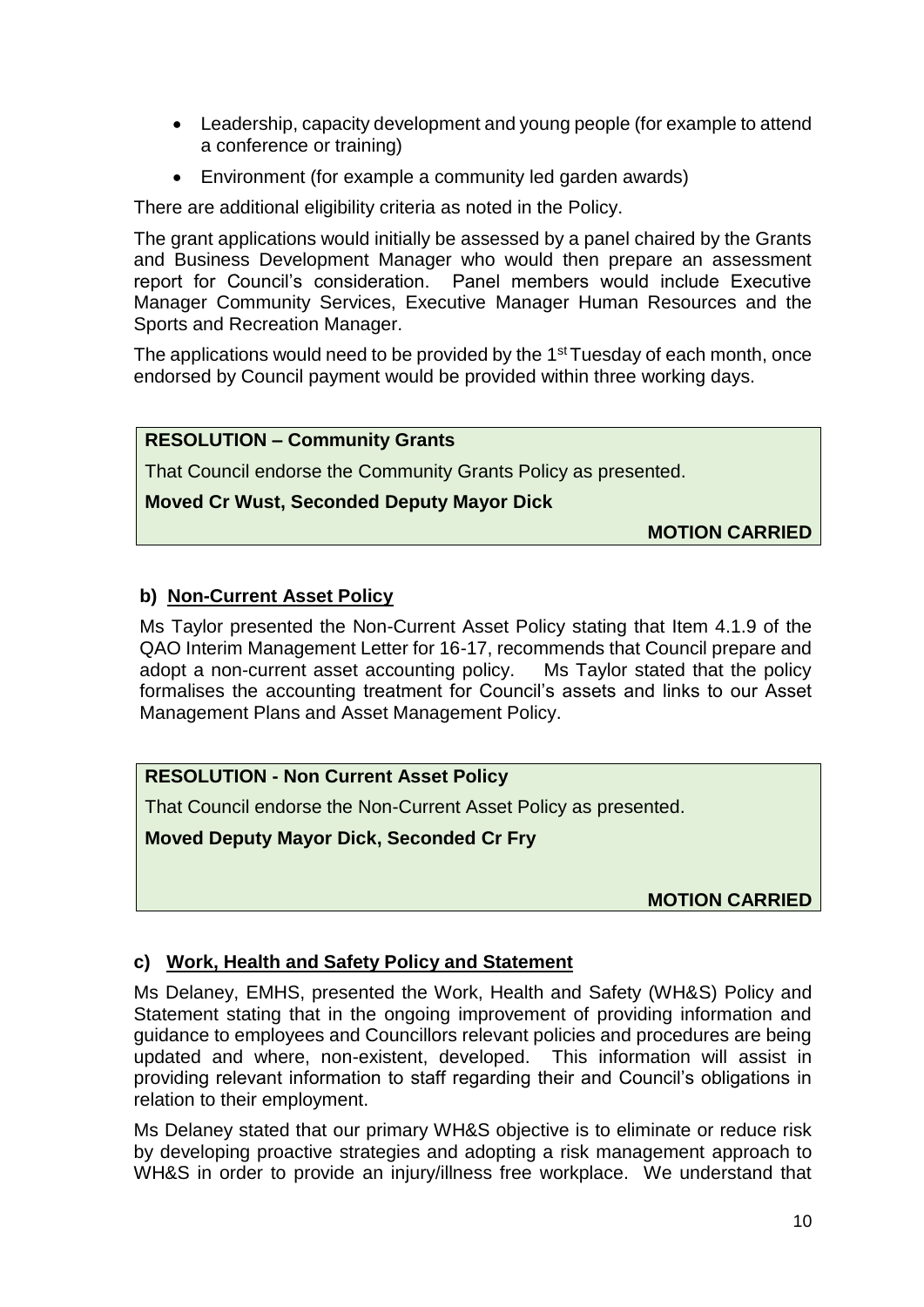- Leadership, capacity development and young people (for example to attend a conference or training)
- Environment (for example a community led garden awards)

There are additional eligibility criteria as noted in the Policy.

The grant applications would initially be assessed by a panel chaired by the Grants and Business Development Manager who would then prepare an assessment report for Council's consideration. Panel members would include Executive Manager Community Services, Executive Manager Human Resources and the Sports and Recreation Manager.

The applications would need to be provided by the 1st Tuesday of each month, once endorsed by Council payment would be provided within three working days.

> **RESOLUTION – Community Grants**
>
> That Council endorse the Community Grants Policy as presented.
>
> **Moved Cr Wust, Seconded Deputy Mayor Dick**
>
> **MOTION CARRIED**

### b) Non-Current Asset Policy

Ms Taylor presented the Non-Current Asset Policy stating that Item 4.1.9 of the QAO Interim Management Letter for 16-17, recommends that Council prepare and adopt a non-current asset accounting policy. Ms Taylor stated that the policy formalises the accounting treatment for Council's assets and links to our Asset Management Plans and Asset Management Policy.

> **RESOLUTION - Non Current Asset Policy**
>
> That Council endorse the Non-Current Asset Policy as presented.
>
> **Moved Deputy Mayor Dick, Seconded Cr Fry**
>
> **MOTION CARRIED**

### c) Work, Health and Safety Policy and Statement

Ms Delaney, EMHS, presented the Work, Health and Safety (WH&S) Policy and Statement stating that in the ongoing improvement of providing information and guidance to employees and Councillors relevant policies and procedures are being updated and where, non-existent, developed. This information will assist in providing relevant information to staff regarding their and Council's obligations in relation to their employment.

Ms Delaney stated that our primary WH&S objective is to eliminate or reduce risk by developing proactive strategies and adopting a risk management approach to WH&S in order to provide an injury/illness free workplace. We understand that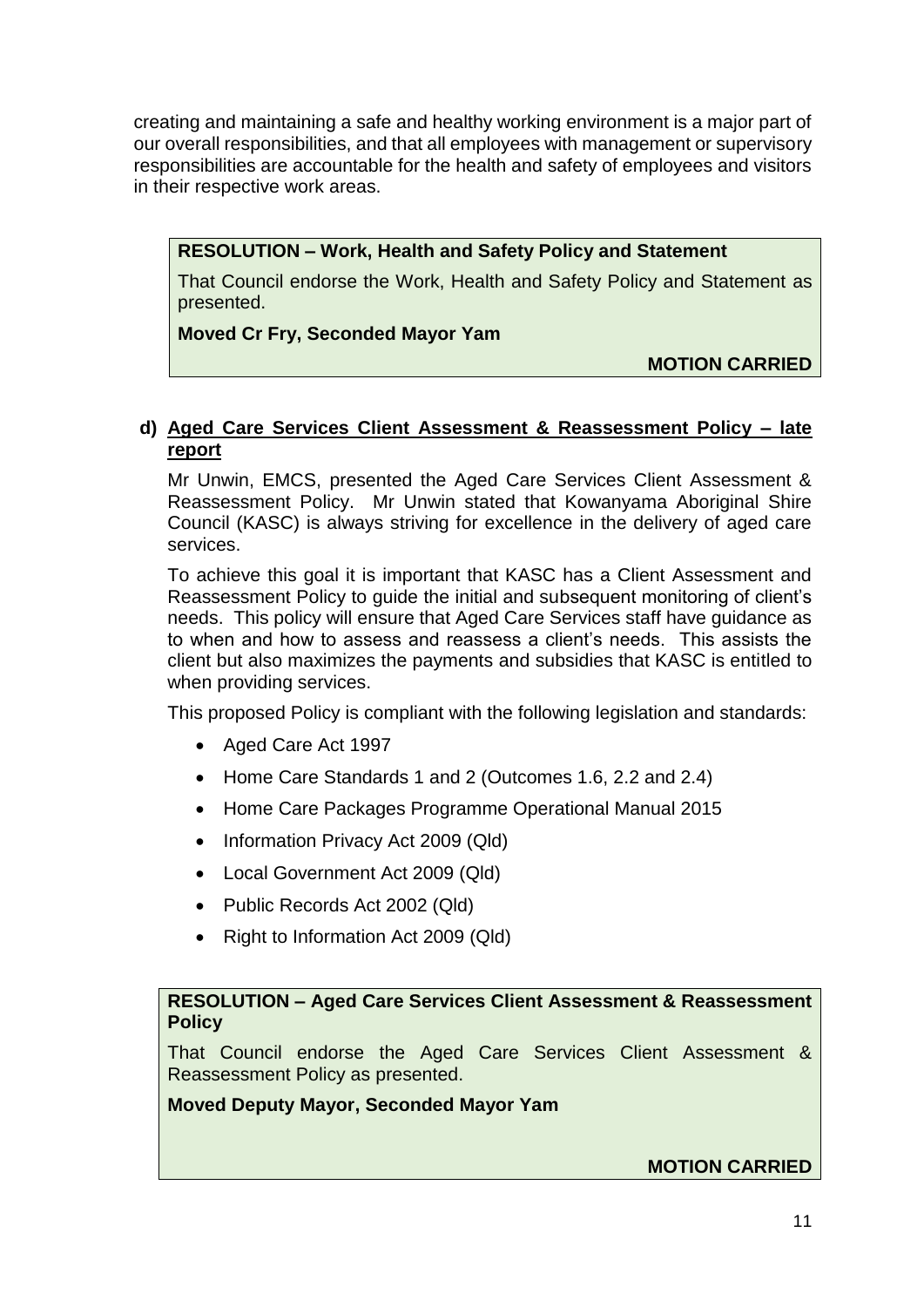creating and maintaining a safe and healthy working environment is a major part of our overall responsibilities, and that all employees with management or supervisory responsibilities are accountable for the health and safety of employees and visitors in their respective work areas.

> **RESOLUTION – Work, Health and Safety Policy and Statement**
>
> That Council endorse the Work, Health and Safety Policy and Statement as presented.
>
> **Moved Cr Fry, Seconded Mayor Yam**
>
> **MOTION CARRIED**

**d) Aged Care Services Client Assessment & Reassessment Policy – late report**

Mr Unwin, EMCS, presented the Aged Care Services Client Assessment & Reassessment Policy. Mr Unwin stated that Kowanyama Aboriginal Shire Council (KASC) is always striving for excellence in the delivery of aged care services.

To achieve this goal it is important that KASC has a Client Assessment and Reassessment Policy to guide the initial and subsequent monitoring of client's needs. This policy will ensure that Aged Care Services staff have guidance as to when and how to assess and reassess a client's needs. This assists the client but also maximizes the payments and subsidies that KASC is entitled to when providing services.

This proposed Policy is compliant with the following legislation and standards:

- Aged Care Act 1997
- Home Care Standards 1 and 2 (Outcomes 1.6, 2.2 and 2.4)
- Home Care Packages Programme Operational Manual 2015
- Information Privacy Act 2009 (Qld)
- Local Government Act 2009 (Qld)
- Public Records Act 2002 (Qld)
- Right to Information Act 2009 (Qld)

> **RESOLUTION – Aged Care Services Client Assessment & Reassessment Policy**
>
> That Council endorse the Aged Care Services Client Assessment & Reassessment Policy as presented.
>
> **Moved Deputy Mayor, Seconded Mayor Yam**
>
> **MOTION CARRIED**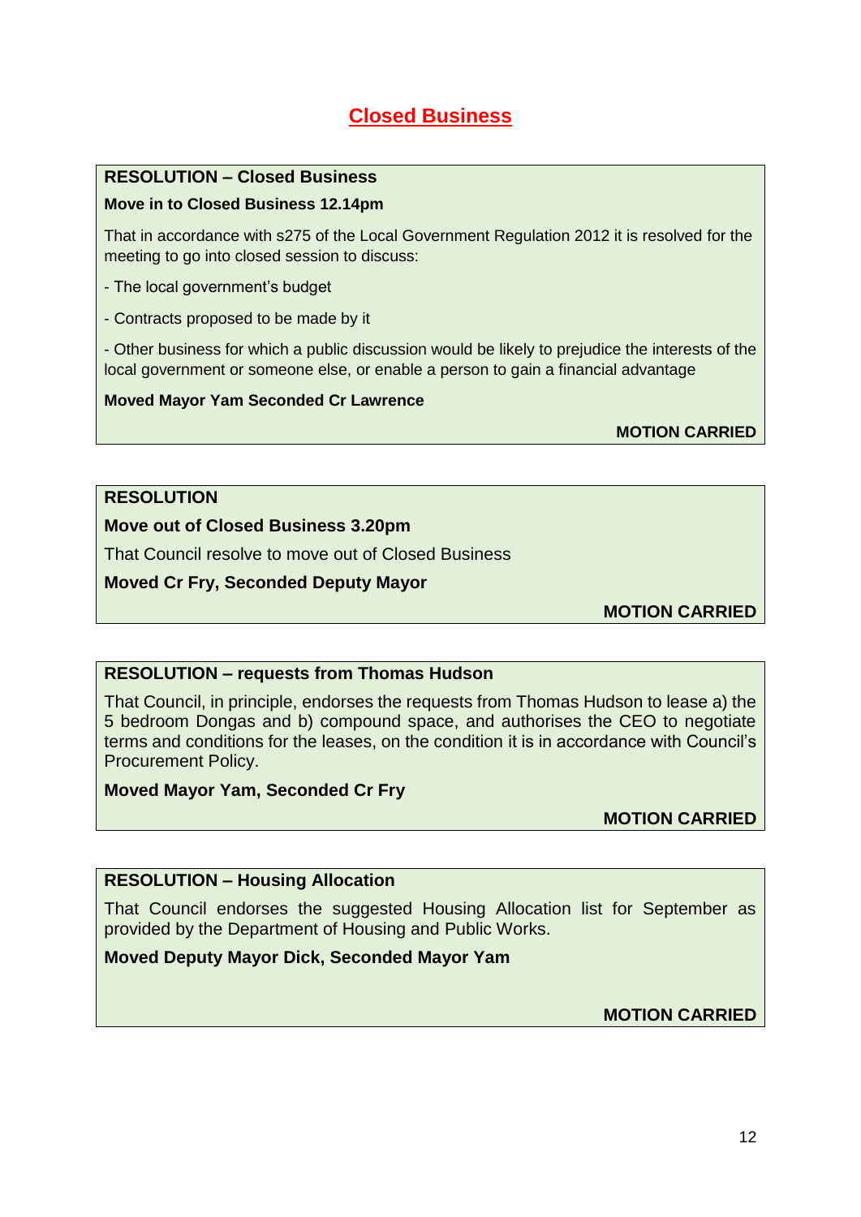## Closed Business

**RESOLUTION – Closed Business**

**Move in to Closed Business 12.14pm**

That in accordance with s275 of the Local Government Regulation 2012 it is resolved for the meeting to go into closed session to discuss:

- The local government's budget

- Contracts proposed to be made by it

- Other business for which a public discussion would be likely to prejudice the interests of the local government or someone else, or enable a person to gain a financial advantage

**Moved Mayor Yam Seconded Cr Lawrence**

**MOTION CARRIED**

---

**RESOLUTION**

**Move out of Closed Business 3.20pm**

That Council resolve to move out of Closed Business

**Moved Cr Fry, Seconded Deputy Mayor**

**MOTION CARRIED**

---

**RESOLUTION – requests from Thomas Hudson**

That Council, in principle, endorses the requests from Thomas Hudson to lease a) the 5 bedroom Dongas and b) compound space, and authorises the CEO to negotiate terms and conditions for the leases, on the condition it is in accordance with Council's Procurement Policy.

**Moved Mayor Yam, Seconded Cr Fry**

**MOTION CARRIED**

---

**RESOLUTION – Housing Allocation**

That Council endorses the suggested Housing Allocation list for September as provided by the Department of Housing and Public Works.

**Moved Deputy Mayor Dick, Seconded Mayor Yam**

**MOTION CARRIED**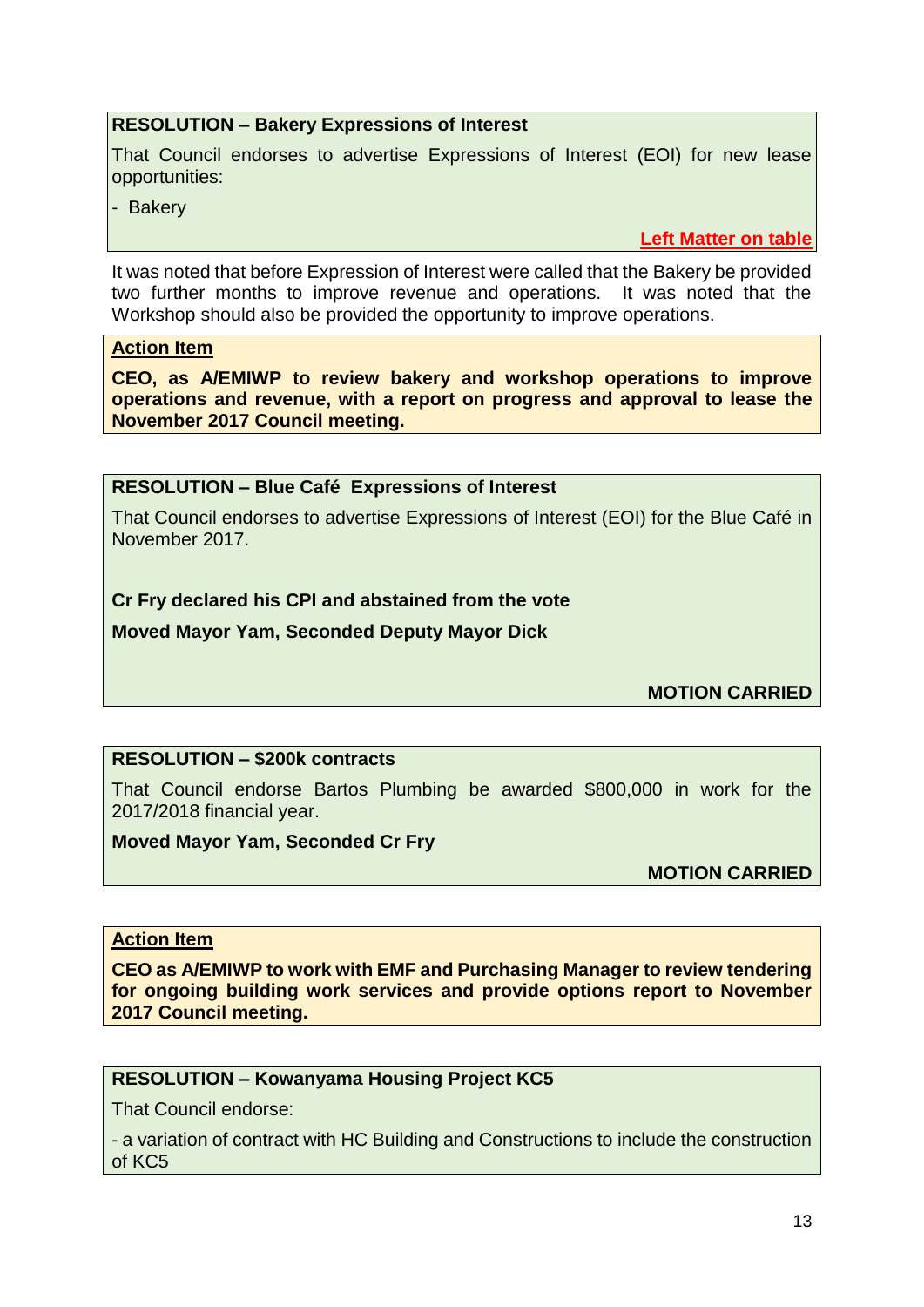**RESOLUTION – Bakery Expressions of Interest**

That Council endorses to advertise Expressions of Interest (EOI) for new lease opportunities:

- Bakery

**Left Matter on table**

It was noted that before Expression of Interest were called that the Bakery be provided two further months to improve revenue and operations. It was noted that the Workshop should also be provided the opportunity to improve operations.

**Action Item**

**CEO, as A/EMIWP to review bakery and workshop operations to improve operations and revenue, with a report on progress and approval to lease the November 2017 Council meeting.**

**RESOLUTION – Blue Café Expressions of Interest**

That Council endorses to advertise Expressions of Interest (EOI) for the Blue Café in November 2017.

**Cr Fry declared his CPI and abstained from the vote**

**Moved Mayor Yam, Seconded Deputy Mayor Dick**

**MOTION CARRIED**

**RESOLUTION – $200k contracts**

That Council endorse Bartos Plumbing be awarded $800,000 in work for the 2017/2018 financial year.

**Moved Mayor Yam, Seconded Cr Fry**

**MOTION CARRIED**

**Action Item**

**CEO as A/EMIWP to work with EMF and Purchasing Manager to review tendering for ongoing building work services and provide options report to November 2017 Council meeting.**

**RESOLUTION – Kowanyama Housing Project KC5**

That Council endorse:

- a variation of contract with HC Building and Constructions to include the construction of KC5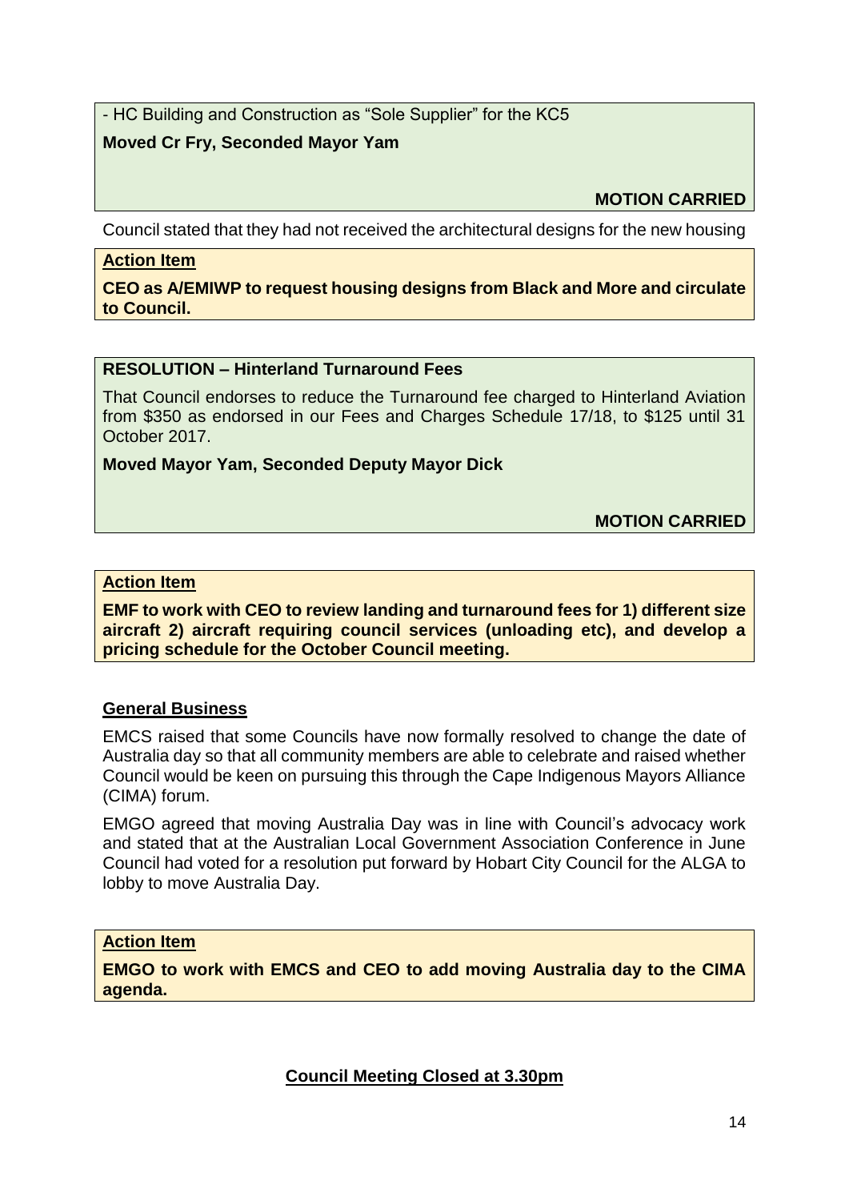- HC Building and Construction as "Sole Supplier" for the KC5

**Moved Cr Fry, Seconded Mayor Yam**

**MOTION CARRIED**

Council stated that they had not received the architectural designs for the new housing

**Action Item**

**CEO as A/EMIWP to request housing designs from Black and More and circulate to Council.**

**RESOLUTION – Hinterland Turnaround Fees**

That Council endorses to reduce the Turnaround fee charged to Hinterland Aviation from $350 as endorsed in our Fees and Charges Schedule 17/18, to $125 until 31 October 2017.

**Moved Mayor Yam, Seconded Deputy Mayor Dick**

**MOTION CARRIED**

**Action Item**

**EMF to work with CEO to review landing and turnaround fees for 1) different size aircraft 2) aircraft requiring council services (unloading etc), and develop a pricing schedule for the October Council meeting.**

**General Business**

EMCS raised that some Councils have now formally resolved to change the date of Australia day so that all community members are able to celebrate and raised whether Council would be keen on pursuing this through the Cape Indigenous Mayors Alliance (CIMA) forum.

EMGO agreed that moving Australia Day was in line with Council's advocacy work and stated that at the Australian Local Government Association Conference in June Council had voted for a resolution put forward by Hobart City Council for the ALGA to lobby to move Australia Day.

**Action Item**

**EMGO to work with EMCS and CEO to add moving Australia day to the CIMA agenda.**

**Council Meeting Closed at 3.30pm**